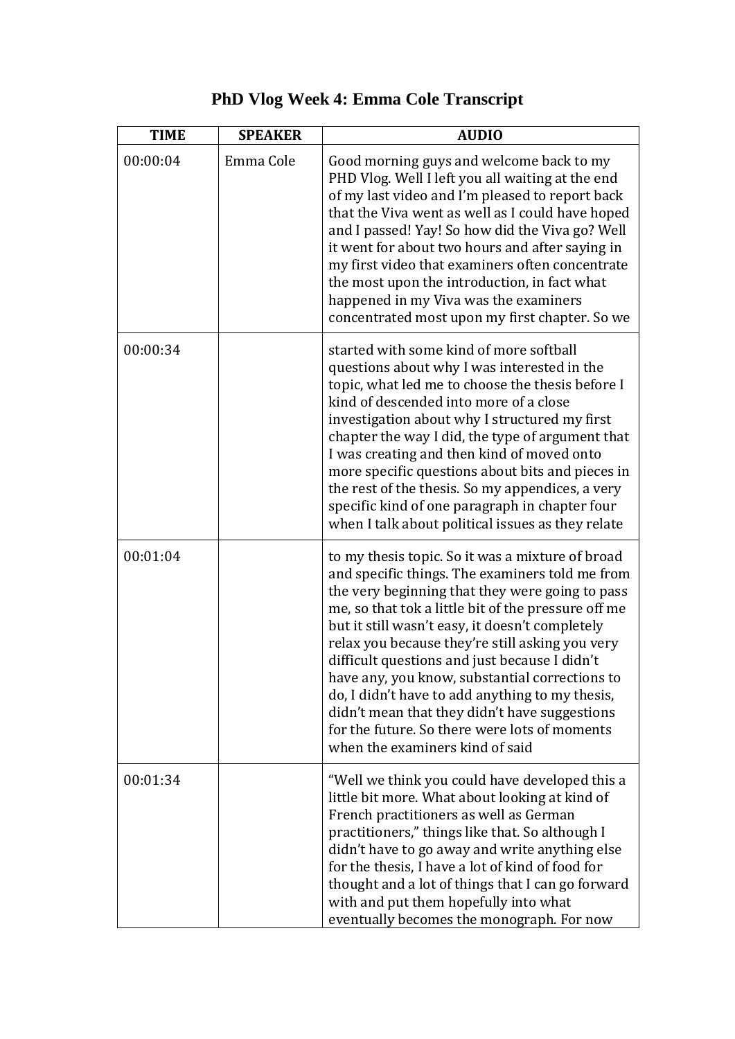# PhD Vlog Week 4: Emma Cole Transcript

| TIME | SPEAKER | AUDIO |
|---|---|---|
| 00:00:04 | Emma Cole | Good morning guys and welcome back to my PHD Vlog. Well I left you all waiting at the end of my last video and I'm pleased to report back that the Viva went as well as I could have hoped and I passed! Yay! So how did the Viva go? Well it went for about two hours and after saying in my first video that examiners often concentrate the most upon the introduction, in fact what happened in my Viva was the examiners concentrated most upon my first chapter. So we |
| 00:00:34 | | started with some kind of more softball questions about why I was interested in the topic, what led me to choose the thesis before I kind of descended into more of a close investigation about why I structured my first chapter the way I did, the type of argument that I was creating and then kind of moved onto more specific questions about bits and pieces in the rest of the thesis. So my appendices, a very specific kind of one paragraph in chapter four when I talk about political issues as they relate |
| 00:01:04 | | to my thesis topic. So it was a mixture of broad and specific things. The examiners told me from the very beginning that they were going to pass me, so that tok a little bit of the pressure off me but it still wasn't easy, it doesn't completely relax you because they're still asking you very difficult questions and just because I didn't have any, you know, substantial corrections to do, I didn't have to add anything to my thesis, didn't mean that they didn't have suggestions for the future. So there were lots of moments when the examiners kind of said |
| 00:01:34 | | "Well we think you could have developed this a little bit more. What about looking at kind of French practitioners as well as German practitioners," things like that. So although I didn't have to go away and write anything else for the thesis, I have a lot of kind of food for thought and a lot of things that I can go forward with and put them hopefully into what eventually becomes the monograph. For now |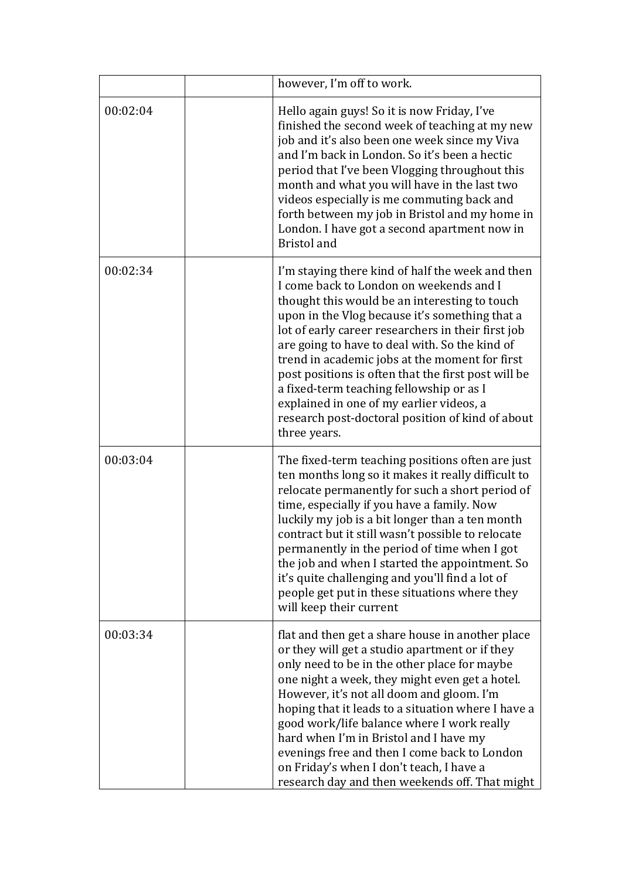| | | |
|---|---|---|
| | | however, I'm off to work. |
| 00:02:04 | | Hello again guys! So it is now Friday, I've finished the second week of teaching at my new job and it's also been one week since my Viva and I'm back in London. So it's been a hectic period that I've been Vlogging throughout this month and what you will have in the last two videos especially is me commuting back and forth between my job in Bristol and my home in London. I have got a second apartment now in Bristol and |
| 00:02:34 | | I'm staying there kind of half the week and then I come back to London on weekends and I thought this would be an interesting to touch upon in the Vlog because it's something that a lot of early career researchers in their first job are going to have to deal with. So the kind of trend in academic jobs at the moment for first post positions is often that the first post will be a fixed-term teaching fellowship or as I explained in one of my earlier videos, a research post-doctoral position of kind of about three years. |
| 00:03:04 | | The fixed-term teaching positions often are just ten months long so it makes it really difficult to relocate permanently for such a short period of time, especially if you have a family. Now luckily my job is a bit longer than a ten month contract but it still wasn't possible to relocate permanently in the period of time when I got the job and when I started the appointment. So it's quite challenging and you'll find a lot of people get put in these situations where they will keep their current |
| 00:03:34 | | flat and then get a share house in another place or they will get a studio apartment or if they only need to be in the other place for maybe one night a week, they might even get a hotel. However, it's not all doom and gloom. I'm hoping that it leads to a situation where I have a good work/life balance where I work really hard when I'm in Bristol and I have my evenings free and then I come back to London on Friday's when I don't teach, I have a research day and then weekends off. That might |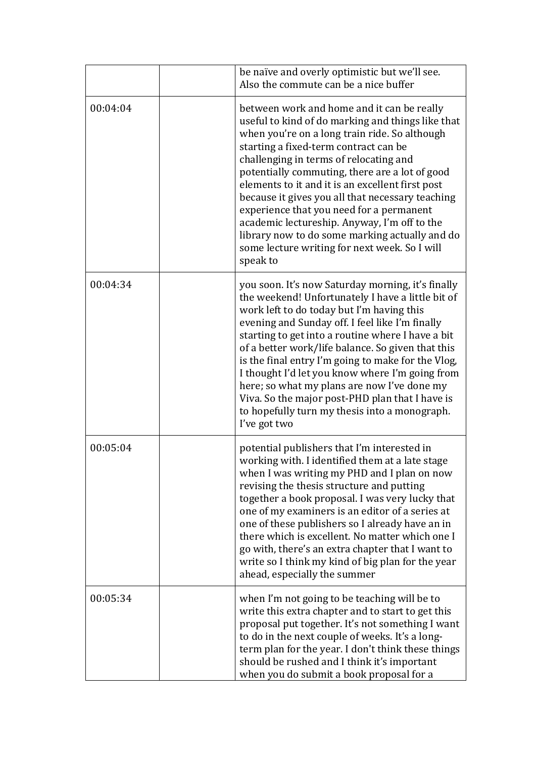| | | |
|---|---|---|
| | | be naïve and overly optimistic but we'll see. Also the commute can be a nice buffer |
| 00:04:04 | | between work and home and it can be really useful to kind of do marking and things like that when you're on a long train ride. So although starting a fixed-term contract can be challenging in terms of relocating and potentially commuting, there are a lot of good elements to it and it is an excellent first post because it gives you all that necessary teaching experience that you need for a permanent academic lectureship. Anyway, I'm off to the library now to do some marking actually and do some lecture writing for next week. So I will speak to |
| 00:04:34 | | you soon. It's now Saturday morning, it's finally the weekend! Unfortunately I have a little bit of work left to do today but I'm having this evening and Sunday off. I feel like I'm finally starting to get into a routine where I have a bit of a better work/life balance. So given that this is the final entry I'm going to make for the Vlog, I thought I'd let you know where I'm going from here; so what my plans are now I've done my Viva. So the major post-PHD plan that I have is to hopefully turn my thesis into a monograph. I've got two |
| 00:05:04 | | potential publishers that I'm interested in working with. I identified them at a late stage when I was writing my PHD and I plan on now revising the thesis structure and putting together a book proposal. I was very lucky that one of my examiners is an editor of a series at one of these publishers so I already have an in there which is excellent. No matter which one I go with, there's an extra chapter that I want to write so I think my kind of big plan for the year ahead, especially the summer |
| 00:05:34 | | when I'm not going to be teaching will be to write this extra chapter and to start to get this proposal put together. It's not something I want to do in the next couple of weeks. It's a long-term plan for the year. I don't think these things should be rushed and I think it's important when you do submit a book proposal for a |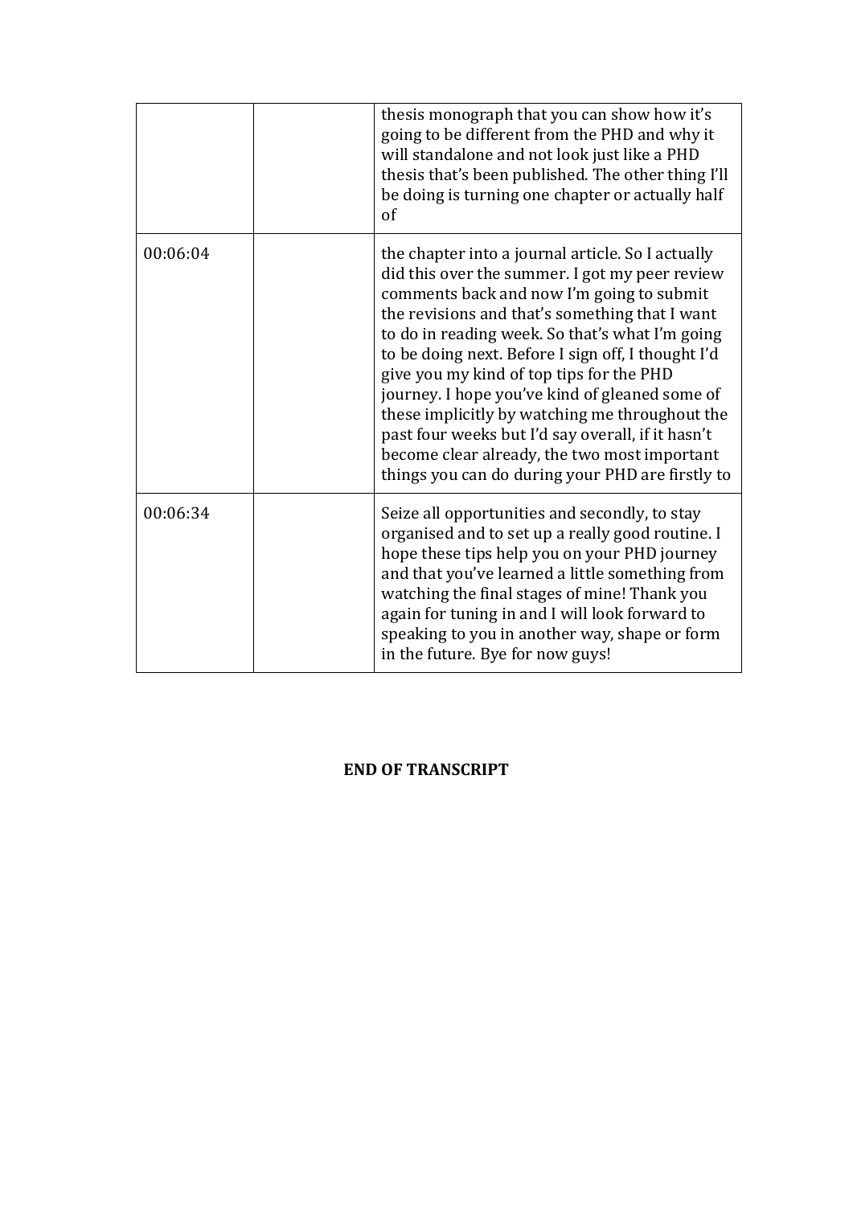| | | |
|---|---|---|
| | | thesis monograph that you can show how it's going to be different from the PHD and why it will standalone and not look just like a PHD thesis that's been published. The other thing I'll be doing is turning one chapter or actually half of |
| 00:06:04 | | the chapter into a journal article. So I actually did this over the summer. I got my peer review comments back and now I'm going to submit the revisions and that's something that I want to do in reading week. So that's what I'm going to be doing next. Before I sign off, I thought I'd give you my kind of top tips for the PHD journey. I hope you've kind of gleaned some of these implicitly by watching me throughout the past four weeks but I'd say overall, if it hasn't become clear already, the two most important things you can do during your PHD are firstly to |
| 00:06:34 | | Seize all opportunities and secondly, to stay organised and to set up a really good routine. I hope these tips help you on your PHD journey and that you've learned a little something from watching the final stages of mine! Thank you again for tuning in and I will look forward to speaking to you in another way, shape or form in the future. Bye for now guys! |

**END OF TRANSCRIPT**